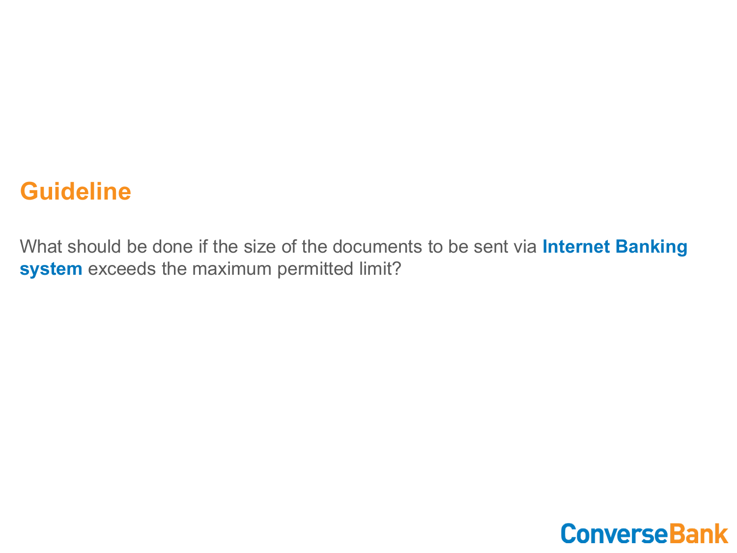# Guideline

What should be done if the size of the documents to be sent via **Internet Banking system** exceeds the maximum permitted limit?

ConverseBank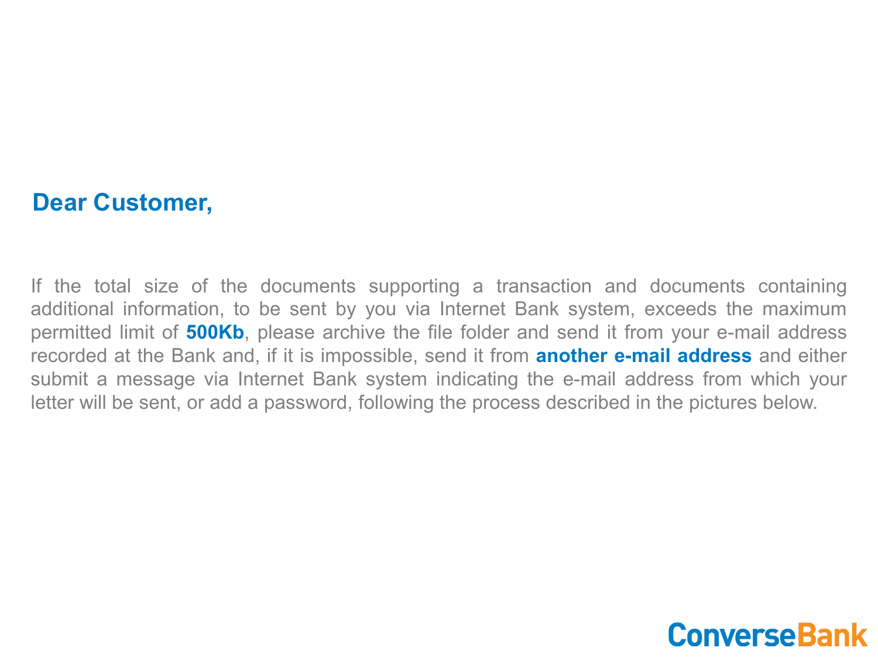## Dear Customer,

If the total size of the documents supporting a transaction and documents containing additional information, to be sent by you via Internet Bank system, exceeds the maximum permitted limit of **500Kb**, please archive the file folder and send it from your e-mail address recorded at the Bank and, if it is impossible, send it from **another e-mail address** and either submit a message via Internet Bank system indicating the e-mail address from which your letter will be sent, or add a password, following the process described in the pictures below.

ConverseBank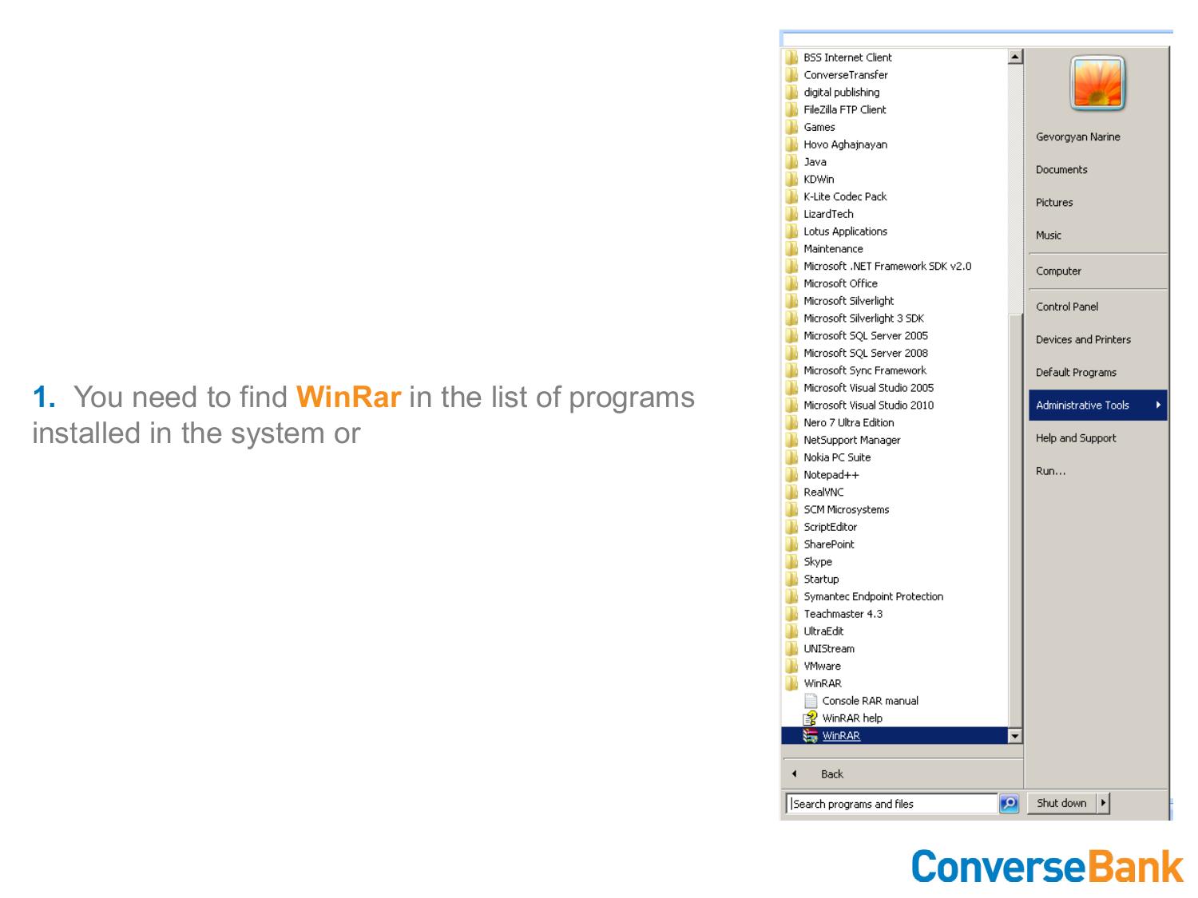1. You need to find **WinRar** in the list of programs installed in the system or

BSS Internet Client
ConverseTransfer
digital publishing
FileZilla FTP Client
Games
Hovo Aghajnayan
Java
KDWin
K-Lite Codec Pack
LizardTech
Lotus Applications
Maintenance
Microsoft .NET Framework SDK v2.0
Microsoft Office
Microsoft Silverlight
Microsoft Silverlight 3 SDK
Microsoft SQL Server 2005
Microsoft SQL Server 2008
Microsoft Sync Framework
Microsoft Visual Studio 2005
Microsoft Visual Studio 2010
Nero 7 Ultra Edition
NetSupport Manager
Nokia PC Suite
Notepad++
RealVNC
SCM Microsystems
ScriptEditor
SharePoint
Skype
Startup
Symantec Endpoint Protection
Teachmaster 4.3
UltraEdit
UNIStream
VMware
WinRAR
Console RAR manual
WinRAR help
WinRAR

Back

Search programs and files

Gevorgyan Narine
Documents
Pictures
Music
Computer
Control Panel
Devices and Printers
Default Programs
Administrative Tools
Help and Support
Run...

Shut down

ConverseBank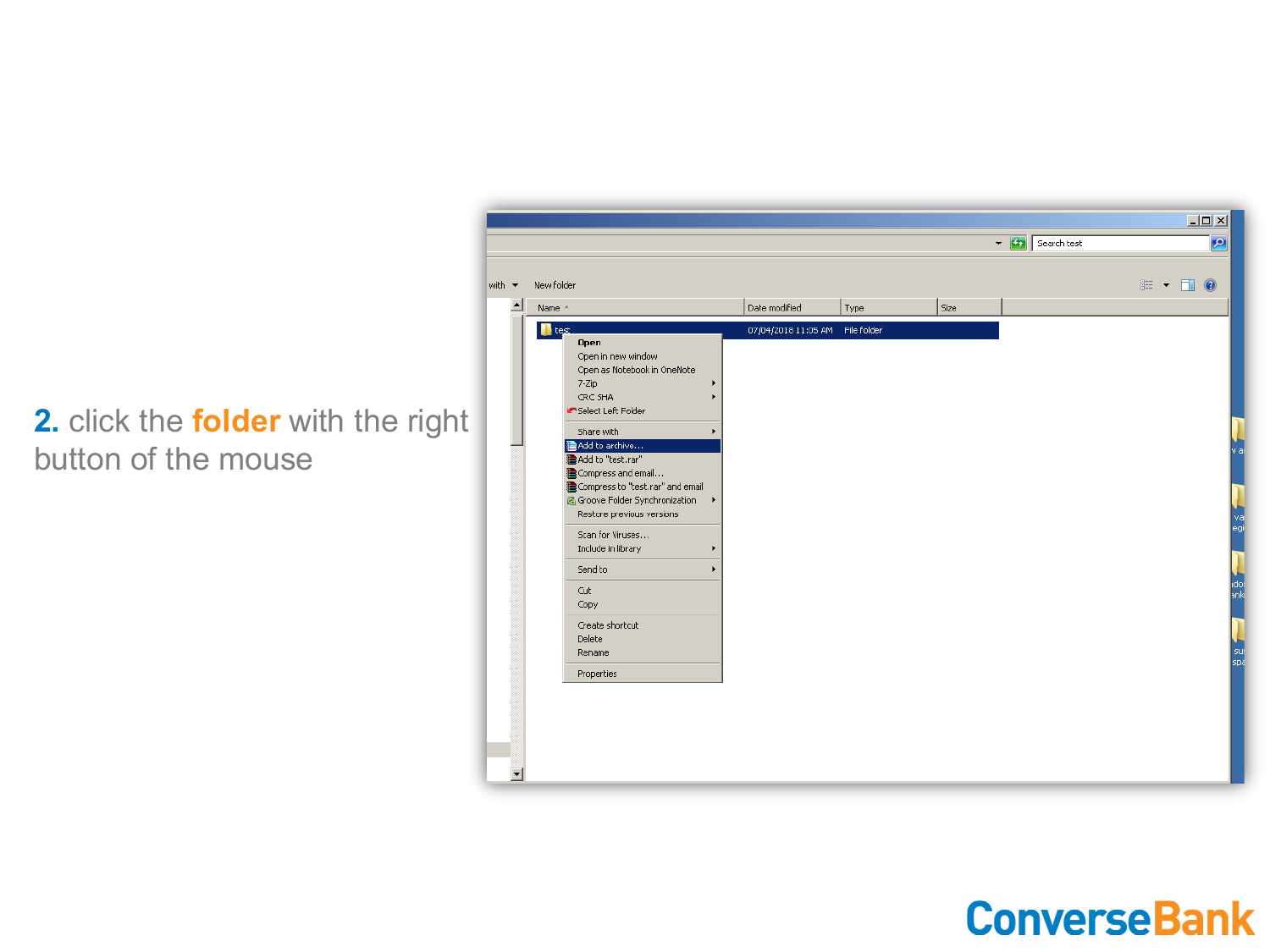2. click the **folder** with the right button of the mouse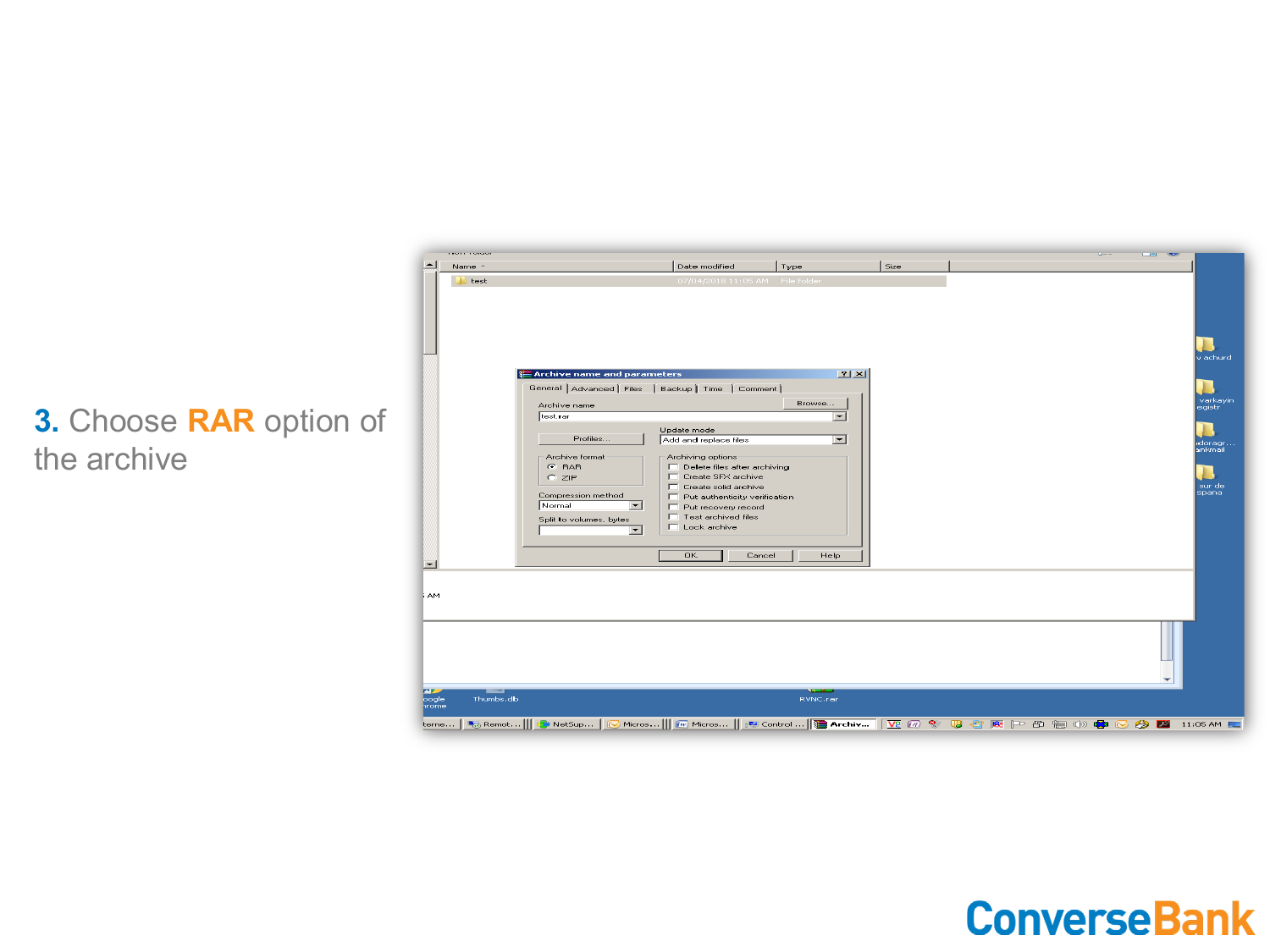**3.** Choose **RAR** option of the archive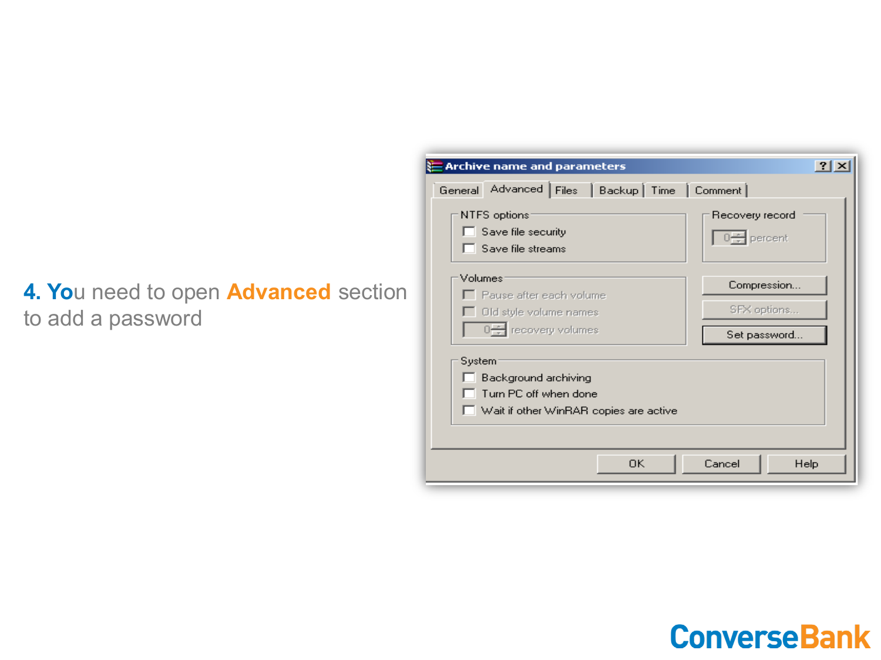4. You need to open **Advanced** section to add a password

Archive name and parameters

General | Advanced | Files | Backup | Time | Comment

NTFS options
- Save file security
- Save file streams

Recovery record
0 percent

Volumes
- Pause after each volume
- Old style volume names
- 0 recovery volumes

Compression...

SFX options...

Set password...

System
- Background archiving
- Turn PC off when done
- Wait if other WinRAR copies are active

OK | Cancel | Help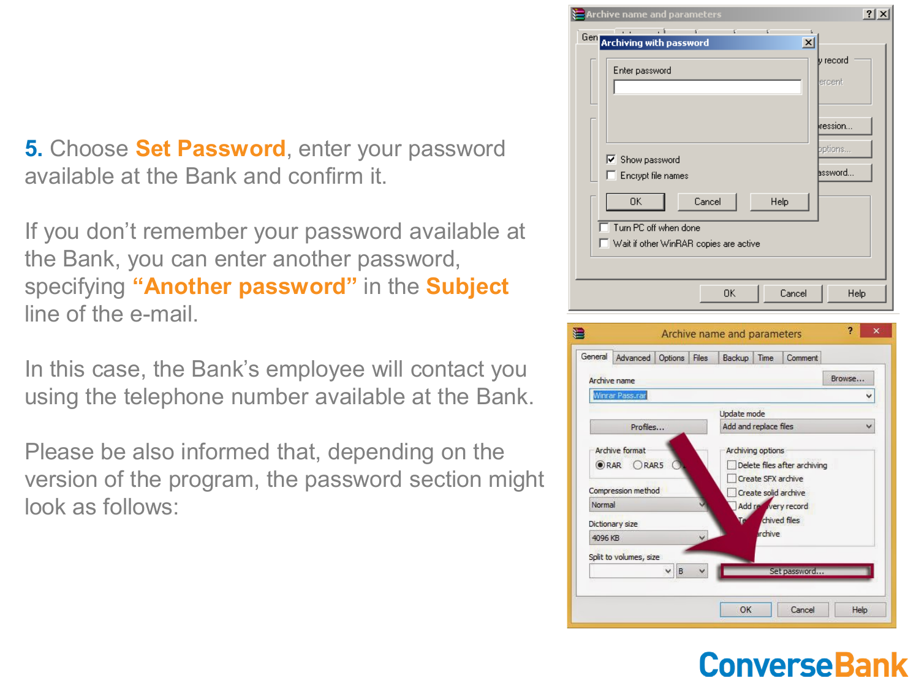**5.** Choose **Set Password**, enter your password available at the Bank and confirm it.

If you don't remember your password available at the Bank, you can enter another password, specifying **"Another password"** in the **Subject** line of the e-mail.

In this case, the Bank's employee will contact you using the telephone number available at the Bank.

Please be also informed that, depending on the version of the program, the password section might look as follows: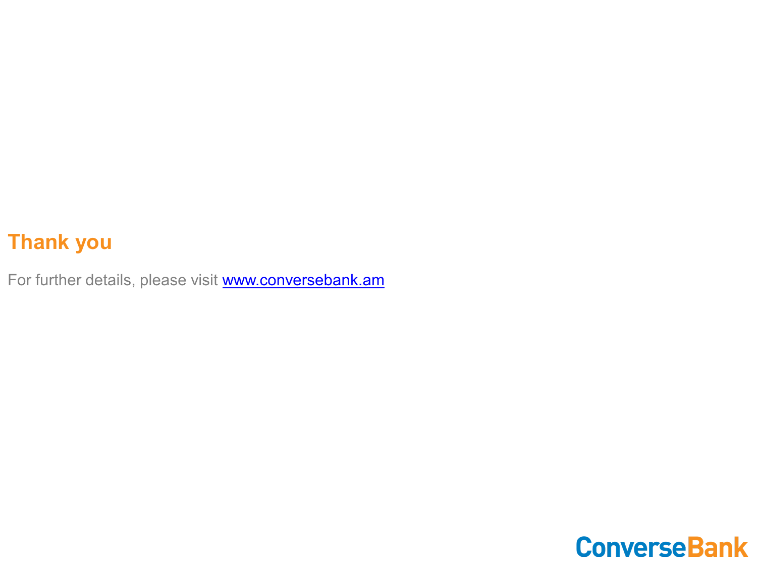## Thank you

For further details, please visit www.conversebank.am

ConverseBank